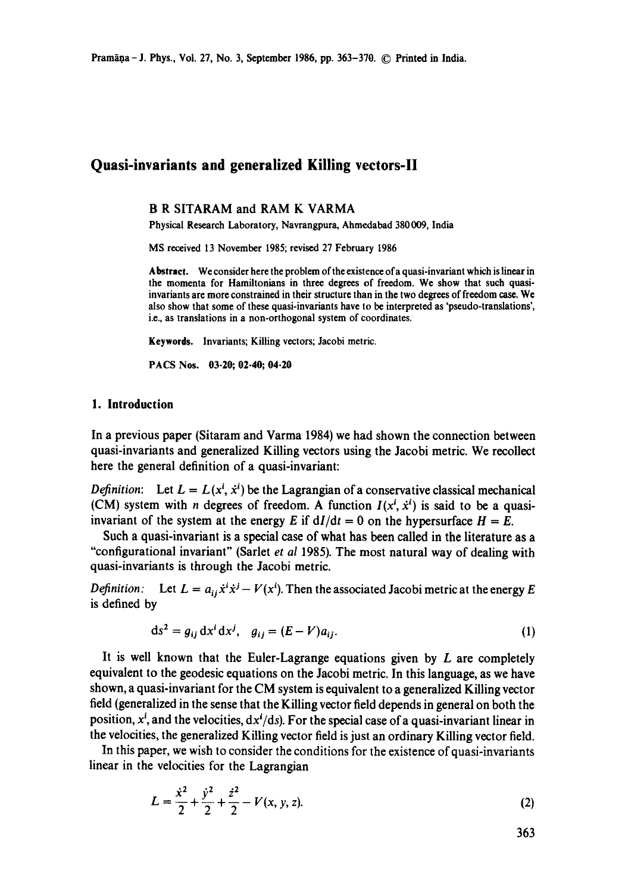# Quasi-invariants and generalized Killing vectors-II

**B R SITARAM and RAM K VARMA**

Physical Research Laboratory, Navrangpura, Ahmedabad 380009, India

MS received 13 November 1985; revised 27 February 1986

**Abstract.** We consider here the problem of the existence of a quasi-invariant which is linear in the momenta for Hamiltonians in three degrees of freedom. We show that such quasi-invariants are more constrained in their structure than in the two degrees of freedom case. We also show that some of these quasi-invariants have to be interpreted as 'pseudo-translations', i.e., as translations in a non-orthogonal system of coordinates.

**Keywords.** Invariants; Killing vectors; Jacobi metric.

**PACS Nos.** 03·20; 02·40; 04·20

## 1. Introduction

In a previous paper (Sitaram and Varma 1984) we had shown the connection between quasi-invariants and generalized Killing vectors using the Jacobi metric. We recollect here the general definition of a quasi-invariant:

*Definition*: Let $L = L(x^i, \dot{x}^i)$ be the Lagrangian of a conservative classical mechanical (CM) system with $n$ degrees of freedom. A function $I(x^i, \dot{x}^i)$ is said to be a quasi-invariant of the system at the energy $E$ if $\mathrm{d}I/\mathrm{d}t = 0$ on the hypersurface $H = E$.

Such a quasi-invariant is a special case of what has been called in the literature as a "configurational invariant" (Sarlet *et al* 1985). The most natural way of dealing with quasi-invariants is through the Jacobi metric.

*Definition*: Let $L = a_{ij}\dot{x}^i\dot{x}^j - V(x^i)$. Then the associated Jacobi metric at the energy $E$ is defined by

$$\mathrm{d}s^2 = g_{ij}\,\mathrm{d}x^i\,\mathrm{d}x^j, \quad g_{ij} = (E - V)a_{ij}. \tag{1}$$

It is well known that the Euler-Lagrange equations given by $L$ are completely equivalent to the geodesic equations on the Jacobi metric. In this language, as we have shown, a quasi-invariant for the CM system is equivalent to a generalized Killing vector field (generalized in the sense that the Killing vector field depends in general on both the position, $x^i$, and the velocities, $\mathrm{d}x^i/\mathrm{d}s$). For the special case of a quasi-invariant linear in the velocities, the generalized Killing vector field is just an ordinary Killing vector field.

In this paper, we wish to consider the conditions for the existence of quasi-invariants linear in the velocities for the Lagrangian

$$L = \frac{\dot{x}^2}{2} + \frac{\dot{y}^2}{2} + \frac{\dot{z}^2}{2} - V(x, y, z). \tag{2}$$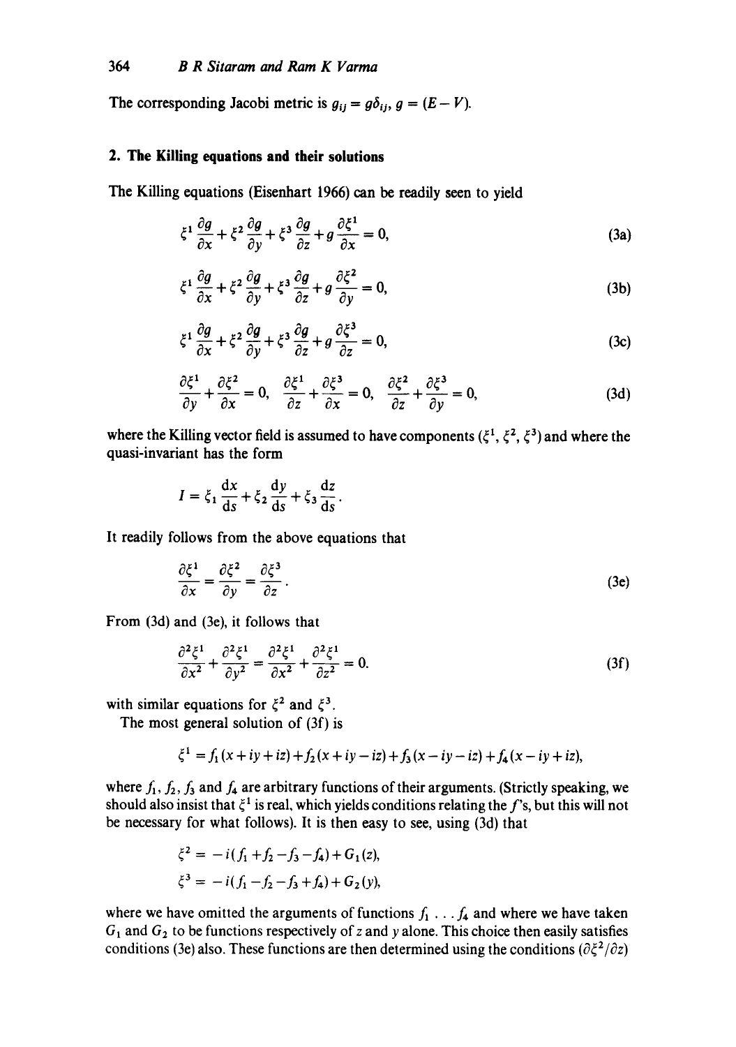The corresponding Jacobi metric is $g_{ij} = g\delta_{ij}$, $g = (E - V)$.

## 2. The Killing equations and their solutions

The Killing equations (Eisenhart 1966) can be readily seen to yield

$$\xi^1 \frac{\partial g}{\partial x} + \xi^2 \frac{\partial g}{\partial y} + \xi^3 \frac{\partial g}{\partial z} + g \frac{\partial \xi^1}{\partial x} = 0, \tag{3a}$$

$$\xi^1 \frac{\partial g}{\partial x} + \xi^2 \frac{\partial g}{\partial y} + \xi^3 \frac{\partial g}{\partial z} + g \frac{\partial \xi^2}{\partial y} = 0, \tag{3b}$$

$$\xi^1 \frac{\partial g}{\partial x} + \xi^2 \frac{\partial g}{\partial y} + \xi^3 \frac{\partial g}{\partial z} + g \frac{\partial \xi^3}{\partial z} = 0, \tag{3c}$$

$$\frac{\partial \xi^1}{\partial y} + \frac{\partial \xi^2}{\partial x} = 0, \quad \frac{\partial \xi^1}{\partial z} + \frac{\partial \xi^3}{\partial x} = 0, \quad \frac{\partial \xi^2}{\partial z} + \frac{\partial \xi^3}{\partial y} = 0, \tag{3d}$$

where the Killing vector field is assumed to have components $(\xi^1, \xi^2, \xi^3)$ and where the quasi-invariant has the form

$$I = \xi_1 \frac{\mathrm{d}x}{\mathrm{d}s} + \xi_2 \frac{\mathrm{d}y}{\mathrm{d}s} + \xi_3 \frac{\mathrm{d}z}{\mathrm{d}s}.$$

It readily follows from the above equations that

$$\frac{\partial \xi^1}{\partial x} = \frac{\partial \xi^2}{\partial y} = \frac{\partial \xi^3}{\partial z}. \tag{3e}$$

From (3d) and (3e), it follows that

$$\frac{\partial^2 \xi^1}{\partial x^2} + \frac{\partial^2 \xi^1}{\partial y^2} = \frac{\partial^2 \xi^1}{\partial x^2} + \frac{\partial^2 \xi^1}{\partial z^2} = 0. \tag{3f}$$

with similar equations for $\xi^2$ and $\xi^3$.

The most general solution of (3f) is

$$\xi^1 = f_1(x + iy + iz) + f_2(x + iy - iz) + f_3(x - iy - iz) + f_4(x - iy + iz),$$

where $f_1$, $f_2$, $f_3$ and $f_4$ are arbitrary functions of their arguments. (Strictly speaking, we should also insist that $\xi^1$ is real, which yields conditions relating the $f$'s, but this will not be necessary for what follows). It is then easy to see, using (3d) that

$$\xi^2 = -i(f_1 + f_2 - f_3 - f_4) + G_1(z),$$

$$\xi^3 = -i(f_1 - f_2 - f_3 + f_4) + G_2(y),$$

where we have omitted the arguments of functions $f_1 \ldots f_4$ and where we have taken $G_1$ and $G_2$ to be functions respectively of $z$ and $y$ alone. This choice then easily satisfies conditions (3e) also. These functions are then determined using the conditions $(\partial \xi^2/\partial z)$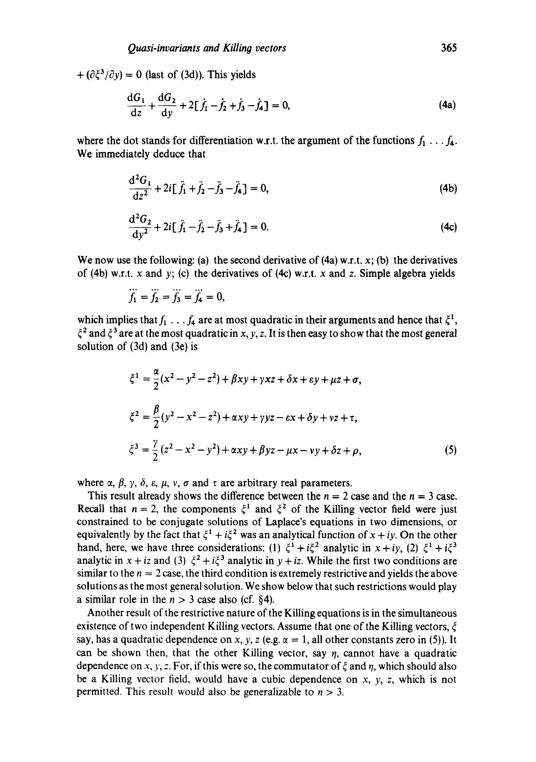$+ (\partial \xi^3/\partial y) = 0$ (last of (3d)). This yields

$$\frac{dG_1}{dz} + \frac{dG_2}{dy} + 2[\dot{f}_1 - \dot{f}_2 + \dot{f}_3 - \dot{f}_4] = 0, \tag{4a}$$

where the dot stands for differentiation w.r.t. the argument of the functions $f_1 \ldots f_4$. We immediately deduce that

$$\frac{d^2G_1}{dz^2} + 2i[\ddot{f}_1 + \ddot{f}_2 - \ddot{f}_3 - \ddot{f}_4] = 0, \tag{4b}$$

$$\frac{d^2G_2}{dy^2} + 2i[\ddot{f}_1 - \ddot{f}_2 - \ddot{f}_3 + \ddot{f}_4] = 0. \tag{4c}$$

We now use the following: (a) the second derivative of (4a) w.r.t. $x$; (b) the derivatives of (4b) w.r.t. $x$ and $y$; (c) the derivatives of (4c) w.r.t. $x$ and $z$. Simple algebra yields

$$\dddot{f}_1 = \dddot{f}_2 = \dddot{f}_3 = \dddot{f}_4 = 0,$$

which implies that $f_1 \ldots f_4$ are at most quadratic in their arguments and hence that $\xi^1$, $\xi^2$ and $\xi^3$ are at the most quadratic in $x, y, z$. It is then easy to show that the most general solution of (3d) and (3e) is

$$\begin{aligned}
\xi^1 &= \frac{\alpha}{2}(x^2 - y^2 - z^2) + \beta xy + \gamma xz + \delta x + \varepsilon y + \mu z + \sigma, \\
\xi^2 &= \frac{\beta}{2}(y^2 - x^2 - z^2) + \alpha xy + \gamma yz - \varepsilon x + \delta y + \nu z + \tau, \\
\xi^3 &= \frac{\gamma}{2}(z^2 - x^2 - y^2) + \alpha xy + \beta yz - \mu x - \nu y + \delta z + \rho,
\end{aligned} \tag{5}$$

where $\alpha$, $\beta$, $\gamma$, $\delta$, $\varepsilon$, $\mu$, $\nu$, $\sigma$ and $\tau$ are arbitrary real parameters.

This result already shows the difference between the $n = 2$ case and the $n = 3$ case. Recall that $n = 2$, the components $\xi^1$ and $\xi^2$ of the Killing vector field were just constrained to be conjugate solutions of Laplace's equations in two dimensions, or equivalently by the fact that $\xi^1 + i\xi^2$ was an analytical function of $x + iy$. On the other hand, here, we have three considerations: (1) $\xi^1 + i\xi^2$ analytic in $x + iy$, (2) $\xi^1 + i\xi^3$ analytic in $x + iz$ and (3) $\xi^2 + i\xi^3$ analytic in $y + iz$. While the first two conditions are similar to the $n = 2$ case, the third condition is extremely restrictive and yields the above solutions as the most general solution. We show below that such restrictions would play a similar role in the $n > 3$ case also (cf. §4).

Another result of the restrictive nature of the Killing equations is in the simultaneous existence of two independent Killing vectors. Assume that one of the Killing vectors, $\xi$ say, has a quadratic dependence on $x, y, z$ (e.g. $\alpha = 1$, all other constants zero in (5)). It can be shown then, that the other Killing vector, say $\eta$, cannot have a quadratic dependence on $x, y, z$. For, if this were so, the commutator of $\xi$ and $\eta$, which should also be a Killing vector field, would have a cubic dependence on $x$, $y$, $z$, which is not permitted. This result would also be generalizable to $n > 3$.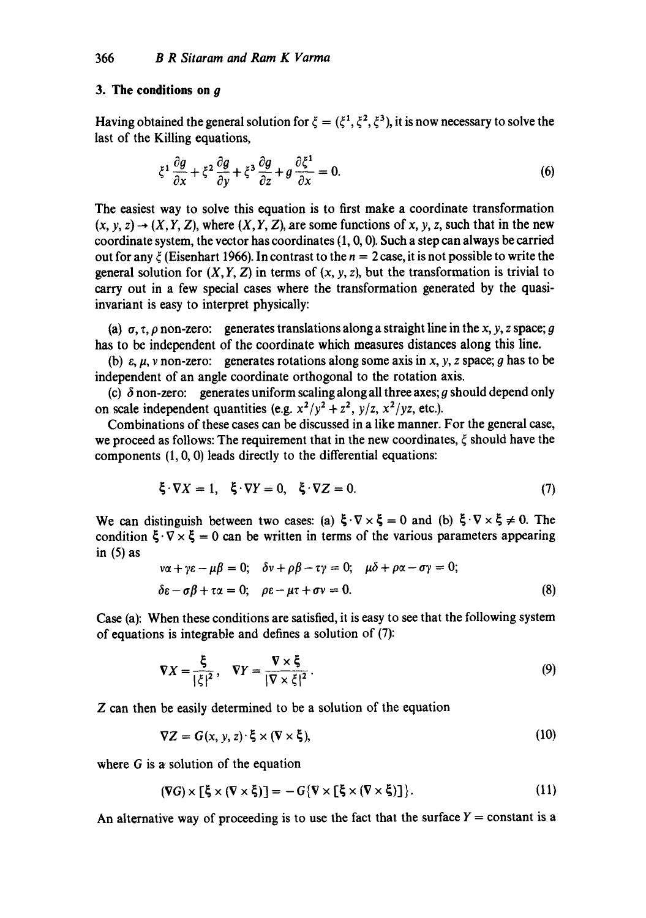## 3. The conditions on $g$

Having obtained the general solution for $\xi = (\xi^1, \xi^2, \xi^3)$, it is now necessary to solve the last of the Killing equations,

$$\xi^1 \frac{\partial g}{\partial x} + \xi^2 \frac{\partial g}{\partial y} + \xi^3 \frac{\partial g}{\partial z} + g \frac{\partial \xi^1}{\partial x} = 0. \tag{6}$$

The easiest way to solve this equation is to first make a coordinate transformation $(x, y, z) \to (X, Y, Z)$, where $(X, Y, Z)$, are some functions of $x, y, z$, such that in the new coordinate system, the vector has coordinates $(1, 0, 0)$. Such a step can always be carried out for any $\xi$ (Eisenhart 1966). In contrast to the $n = 2$ case, it is not possible to write the general solution for $(X, Y, Z)$ in terms of $(x, y, z)$, but the transformation is trivial to carry out in a few special cases where the transformation generated by the quasi-invariant is easy to interpret physically:

(a) $\sigma, \tau, \rho$ non-zero: generates translations along a straight line in the $x, y, z$ space; $g$ has to be independent of the coordinate which measures distances along this line.

(b) $\varepsilon, \mu, \nu$ non-zero: generates rotations along some axis in $x, y, z$ space; $g$ has to be independent of an angle coordinate orthogonal to the rotation axis.

(c) $\delta$ non-zero: generates uniform scaling along all three axes; $g$ should depend only on scale independent quantities (e.g. $x^2/y^2 + z^2$, $y/z$, $x^2/yz$, etc.).

Combinations of these cases can be discussed in a like manner. For the general case, we proceed as follows: The requirement that in the new coordinates, $\xi$ should have the components $(1, 0, 0)$ leads directly to the differential equations:

$$\boldsymbol{\xi} \cdot \nabla X = 1, \quad \boldsymbol{\xi} \cdot \nabla Y = 0, \quad \boldsymbol{\xi} \cdot \nabla Z = 0. \tag{7}$$

We can distinguish between two cases: (a) $\boldsymbol{\xi} \cdot \nabla \times \boldsymbol{\xi} = 0$ and (b) $\boldsymbol{\xi} \cdot \nabla \times \boldsymbol{\xi} \neq 0$. The condition $\boldsymbol{\xi} \cdot \nabla \times \boldsymbol{\xi} = 0$ can be written in terms of the various parameters appearing in (5) as

$$\begin{aligned} &\nu\alpha + \gamma\varepsilon - \mu\beta = 0; \quad \delta\nu + \rho\beta - \tau\gamma = 0; \quad \mu\delta + \rho\alpha - \sigma\gamma = 0; \\ &\delta\varepsilon - \sigma\beta + \tau\alpha = 0; \quad \rho\varepsilon - \mu\tau + \sigma\nu = 0. \end{aligned} \tag{8}$$

Case (a): When these conditions are satisfied, it is easy to see that the following system of equations is integrable and defines a solution of (7):

$$\nabla X = \frac{\boldsymbol{\xi}}{|\xi|^2}, \quad \nabla Y = \frac{\nabla \times \boldsymbol{\xi}}{|\nabla \times \xi|^2}. \tag{9}$$

$Z$ can then be easily determined to be a solution of the equation

$$\nabla Z = G(x, y, z) \cdot \boldsymbol{\xi} \times (\nabla \times \boldsymbol{\xi}), \tag{10}$$

where $G$ is a solution of the equation

$$(\nabla G) \times [\boldsymbol{\xi} \times (\nabla \times \boldsymbol{\xi})] = -G\{\nabla \times [\boldsymbol{\xi} \times (\nabla \times \boldsymbol{\xi})]\}. \tag{11}$$

An alternative way of proceeding is to use the fact that the surface $Y = \text{constant}$ is a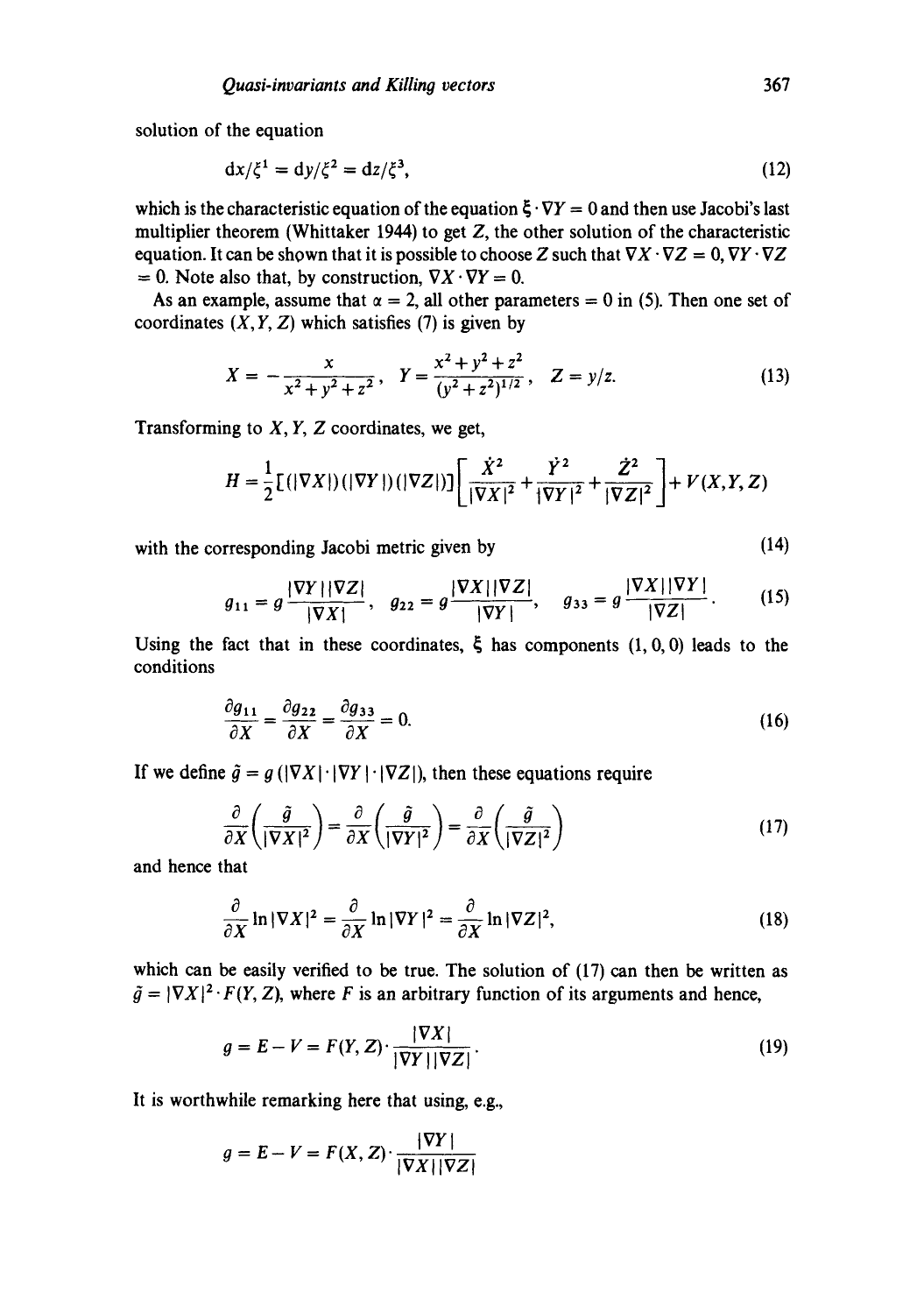solution of the equation

$$dx/\xi^1 = dy/\xi^2 = dz/\xi^3, \tag{12}$$

which is the characteristic equation of the equation $\boldsymbol{\xi} \cdot \nabla Y = 0$ and then use Jacobi's last multiplier theorem (Whittaker 1944) to get $Z$, the other solution of the characteristic equation. It can be shown that it is possible to choose $Z$ such that $\nabla X \cdot \nabla Z = 0$, $\nabla Y \cdot \nabla Z = 0$. Note also that, by construction, $\nabla X \cdot \nabla Y = 0$.

As an example, assume that $\alpha = 2$, all other parameters $= 0$ in (5). Then one set of coordinates $(X, Y, Z)$ which satisfies (7) is given by

$$X = -\frac{x}{x^2+y^2+z^2}, \quad Y = \frac{x^2+y^2+z^2}{(y^2+z^2)^{1/2}}, \quad Z = y/z. \tag{13}$$

Transforming to $X, Y, Z$ coordinates, we get,

$$H = \frac{1}{2}[(|\nabla X|)(|\nabla Y|)(|\nabla Z|)]\left[\frac{\dot{X}^2}{|\nabla X|^2} + \frac{\dot{Y}^2}{|\nabla Y|^2} + \frac{\dot{Z}^2}{|\nabla Z|^2}\right] + V(X,Y,Z)$$

with the corresponding Jacobi metric given by (14)

$$g_{11} = g\frac{|\nabla Y||\nabla Z|}{|\nabla X|}, \quad g_{22} = g\frac{|\nabla X||\nabla Z|}{|\nabla Y|}, \quad g_{33} = g\frac{|\nabla X||\nabla Y|}{|\nabla Z|}. \tag{15}$$

Using the fact that in these coordinates, $\boldsymbol{\xi}$ has components $(1, 0, 0)$ leads to the conditions

$$\frac{\partial g_{11}}{\partial X} = \frac{\partial g_{22}}{\partial X} = \frac{\partial g_{33}}{\partial X} = 0. \tag{16}$$

If we define $\tilde{g} = g\,(|\nabla X| \cdot |\nabla Y| \cdot |\nabla Z|)$, then these equations require

$$\frac{\partial}{\partial X}\left(\frac{\tilde{g}}{|\nabla X|^2}\right) = \frac{\partial}{\partial X}\left(\frac{\tilde{g}}{|\nabla Y|^2}\right) = \frac{\partial}{\partial X}\left(\frac{\tilde{g}}{|\nabla Z|^2}\right) \tag{17}$$

and hence that

$$\frac{\partial}{\partial X}\ln|\nabla X|^2 = \frac{\partial}{\partial X}\ln|\nabla Y|^2 = \frac{\partial}{\partial X}\ln|\nabla Z|^2, \tag{18}$$

which can be easily verified to be true. The solution of (17) can then be written as $\tilde{g} = |\nabla X|^2 \cdot F(Y, Z)$, where $F$ is an arbitrary function of its arguments and hence,

$$g = E - V = F(Y, Z)\cdot\frac{|\nabla X|}{|\nabla Y||\nabla Z|}. \tag{19}$$

It is worthwhile remarking here that using, e.g.,

$$g = E - V = F(X, Z)\cdot\frac{|\nabla Y|}{|\nabla X||\nabla Z|}$$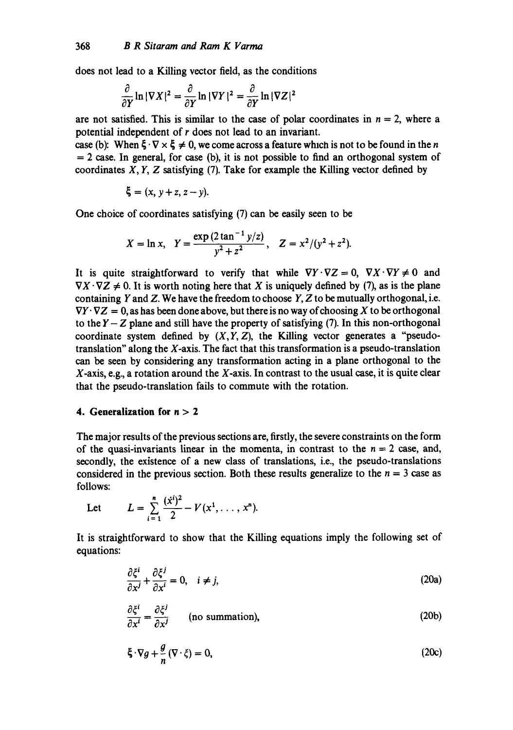does not lead to a Killing vector field, as the conditions

$$\frac{\partial}{\partial Y}\ln|\nabla X|^2 = \frac{\partial}{\partial Y}\ln|\nabla Y|^2 = \frac{\partial}{\partial Y}\ln|\nabla Z|^2$$

are not satisfied. This is similar to the case of polar coordinates in $n = 2$, where a potential independent of $r$ does not lead to an invariant.

case (b): When $\xi\cdot\nabla\times\xi \neq 0$, we come across a feature which is not to be found in the $n = 2$ case. In general, for case (b), it is not possible to find an orthogonal system of coordinates $X, Y, Z$ satisfying (7). Take for example the Killing vector defined by

$$\xi = (x, y+z, z-y).$$

One choice of coordinates satisfying (7) can be easily seen to be

$$X = \ln x, \quad Y = \frac{\exp(2\tan^{-1} y/z)}{y^2+z^2}, \quad Z = x^2/(y^2+z^2).$$

It is quite straightforward to verify that while $\nabla Y\cdot\nabla Z = 0$, $\nabla X\cdot\nabla Y \neq 0$ and $\nabla X\cdot\nabla Z \neq 0$. It is worth noting here that $X$ is uniquely defined by (7), as is the plane containing $Y$ and $Z$. We have the freedom to choose $Y$, $Z$ to be mutually orthogonal, i.e. $\nabla Y\cdot\nabla Z = 0$, as has been done above, but there is no way of choosing $X$ to be orthogonal to the $Y-Z$ plane and still have the property of satisfying (7). In this non-orthogonal coordinate system defined by $(X, Y, Z)$, the Killing vector generates a "pseudo-translation" along the $X$-axis. The fact that this transformation is a pseudo-translation can be seen by considering any transformation acting in a plane orthogonal to the $X$-axis, e.g., a rotation around the $X$-axis. In contrast to the usual case, it is quite clear that the pseudo-translation fails to commute with the rotation.

## 4. Generalization for $n > 2$

The major results of the previous sections are, firstly, the severe constraints on the form of the quasi-invariants linear in the momenta, in contrast to the $n = 2$ case, and, secondly, the existence of a new class of translations, i.e., the pseudo-translations considered in the previous section. Both these results generalize to the $n = 3$ case as follows:

Let $\quad L = \sum_{i=1}^{n} \frac{(\dot{x}^i)^2}{2} - V(x^1, \ldots, x^n).$

It is straightforward to show that the Killing equations imply the following set of equations:

$$\frac{\partial \xi^i}{\partial x^j} + \frac{\partial \xi^j}{\partial x^i} = 0, \quad i \neq j, \tag{20a}$$

$$\frac{\partial \xi^i}{\partial x^i} = \frac{\partial \xi^j}{\partial x^j} \quad \text{(no summation)}, \tag{20b}$$

$$\xi\cdot\nabla g + \frac{g}{n}(\nabla\cdot\xi) = 0, \tag{20c}$$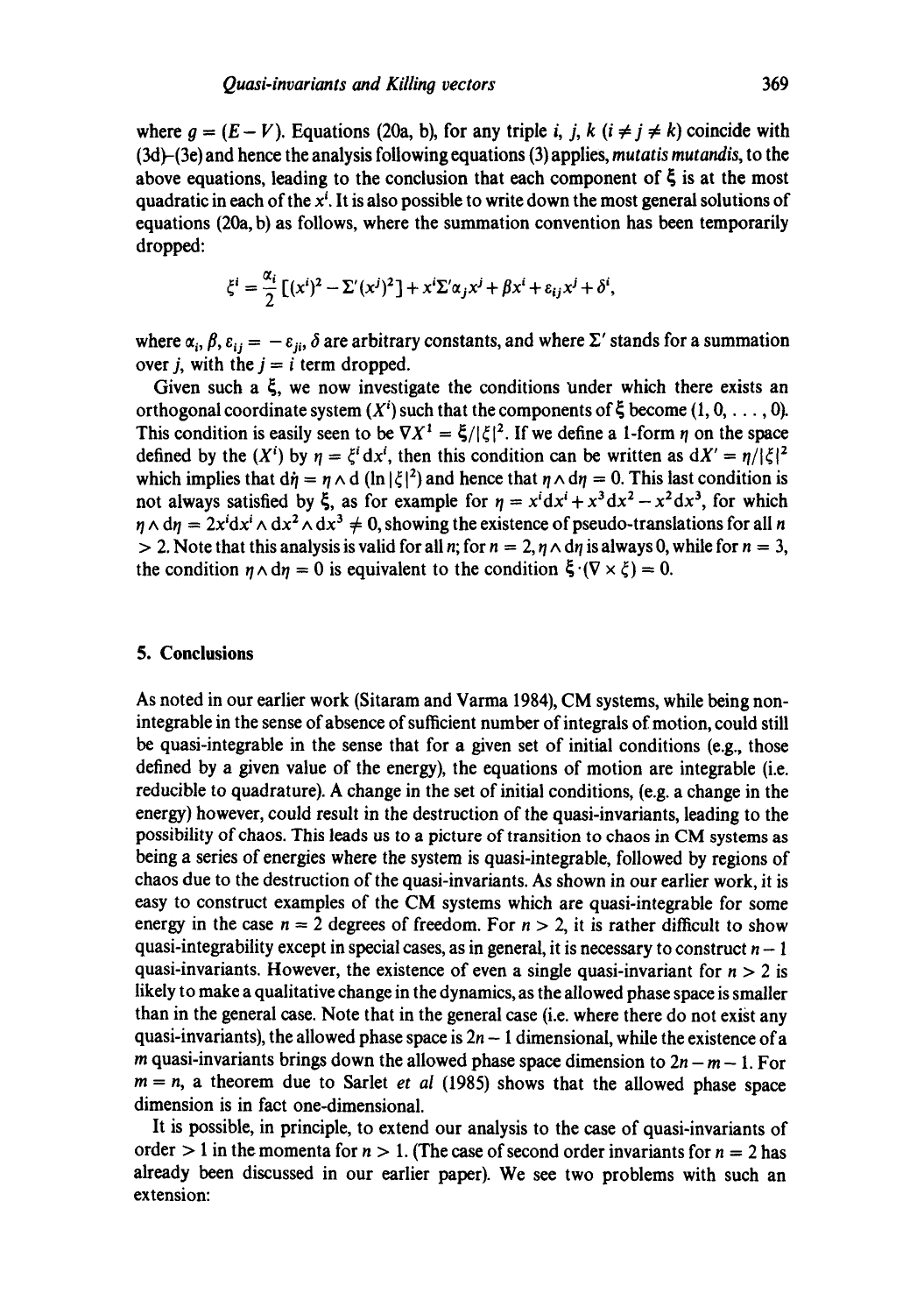where $g = (E - V)$. Equations (20a, b), for any triple $i, j, k$ ($i \neq j \neq k$) coincide with (3d)–(3e) and hence the analysis following equations (3) applies, *mutatis mutandis*, to the above equations, leading to the conclusion that each component of $\xi$ is at the most quadratic in each of the $x^i$. It is also possible to write down the most general solutions of equations (20a, b) as follows, where the summation convention has been temporarily dropped:

$$\xi^i = \frac{\alpha_i}{2}\left[(x^i)^2 - \Sigma'(x^j)^2\right] + x^i \Sigma' \alpha_j x^j + \beta x^i + \varepsilon_{ij} x^j + \delta^i,$$

where $\alpha_i, \beta, \varepsilon_{ij} = -\varepsilon_{ji}, \delta$ are arbitrary constants, and where $\Sigma'$ stands for a summation over $j$, with the $j = i$ term dropped.

Given such a $\xi$, we now investigate the conditions under which there exists an orthogonal coordinate system $(X^i)$ such that the components of $\xi$ become $(1, 0, \ldots, 0)$. This condition is easily seen to be $\nabla X^1 = \xi/|\xi|^2$. If we define a 1-form $\eta$ on the space defined by the $(X^i)$ by $\eta = \xi^i \mathrm{d}x^i$, then this condition can be written as $\mathrm{d}X' = \eta/|\xi|^2$ which implies that $\mathrm{d}\dot{\eta} = \eta \wedge \mathrm{d}(\ln|\xi|^2)$ and hence that $\eta \wedge \mathrm{d}\eta = 0$. This last condition is not always satisfied by $\xi$, as for example for $\eta = x^i \mathrm{d}x^i + x^3 \mathrm{d}x^2 - x^2 \mathrm{d}x^3$, for which $\eta \wedge \mathrm{d}\eta = 2x^i \mathrm{d}x^i \wedge \mathrm{d}x^2 \wedge \mathrm{d}x^3 \neq 0$, showing the existence of pseudo-translations for all $n > 2$. Note that this analysis is valid for all $n$; for $n = 2$, $\eta \wedge \mathrm{d}\eta$ is always 0, while for $n = 3$, the condition $\eta \wedge \mathrm{d}\eta = 0$ is equivalent to the condition $\xi \cdot (\nabla \times \xi) = 0$.

## 5. Conclusions

As noted in our earlier work (Sitaram and Varma 1984), CM systems, while being non-integrable in the sense of absence of sufficient number of integrals of motion, could still be quasi-integrable in the sense that for a given set of initial conditions (e.g., those defined by a given value of the energy), the equations of motion are integrable (i.e. reducible to quadrature). A change in the set of initial conditions, (e.g. a change in the energy) however, could result in the destruction of the quasi-invariants, leading to the possibility of chaos. This leads us to a picture of transition to chaos in CM systems as being a series of energies where the system is quasi-integrable, followed by regions of chaos due to the destruction of the quasi-invariants. As shown in our earlier work, it is easy to construct examples of the CM systems which are quasi-integrable for some energy in the case $n = 2$ degrees of freedom. For $n > 2$, it is rather difficult to show quasi-integrability except in special cases, as in general, it is necessary to construct $n - 1$ quasi-invariants. However, the existence of even a single quasi-invariant for $n > 2$ is likely to make a qualitative change in the dynamics, as the allowed phase space is smaller than in the general case. Note that in the general case (i.e. where there do not exist any quasi-invariants), the allowed phase space is $2n - 1$ dimensional, while the existence of a $m$ quasi-invariants brings down the allowed phase space dimension to $2n - m - 1$. For $m = n$, a theorem due to Sarlet *et al* (1985) shows that the allowed phase space dimension is in fact one-dimensional.

It is possible, in principle, to extend our analysis to the case of quasi-invariants of order $> 1$ in the momenta for $n > 1$. (The case of second order invariants for $n = 2$ has already been discussed in our earlier paper). We see two problems with such an extension: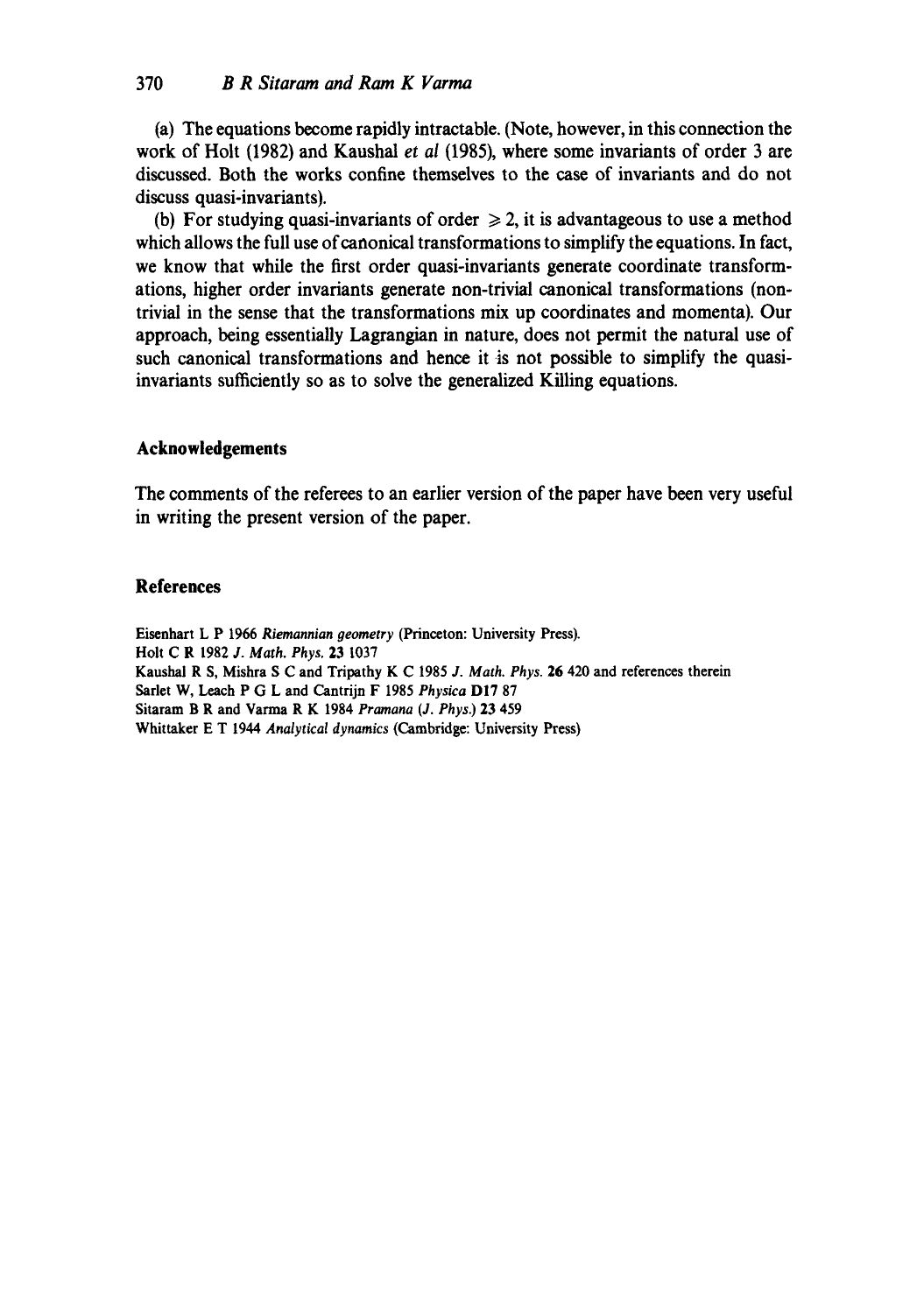(a) The equations become rapidly intractable. (Note, however, in this connection the work of Holt (1982) and Kaushal *et al* (1985), where some invariants of order 3 are discussed. Both the works confine themselves to the case of invariants and do not discuss quasi-invariants).

(b) For studying quasi-invariants of order $\geqslant 2$, it is advantageous to use a method which allows the full use of canonical transformations to simplify the equations. In fact, we know that while the first order quasi-invariants generate coordinate transformations, higher order invariants generate non-trivial canonical transformations (non-trivial in the sense that the transformations mix up coordinates and momenta). Our approach, being essentially Lagrangian in nature, does not permit the natural use of such canonical transformations and hence it is not possible to simplify the quasi-invariants sufficiently so as to solve the generalized Killing equations.

## Acknowledgements

The comments of the referees to an earlier version of the paper have been very useful in writing the present version of the paper.

## References

Eisenhart L P 1966 *Riemannian geometry* (Princeton: University Press).

Holt C R 1982 *J. Math. Phys.* **23** 1037

Kaushal R S, Mishra S C and Tripathy K C 1985 *J. Math. Phys.* **26** 420 and references therein

Sarlet W, Leach P G L and Cantrijn F 1985 *Physica* **D17** 87

Sitaram B R and Varma R K 1984 *Pramana (J. Phys.)* **23** 459

Whittaker E T 1944 *Analytical dynamics* (Cambridge: University Press)